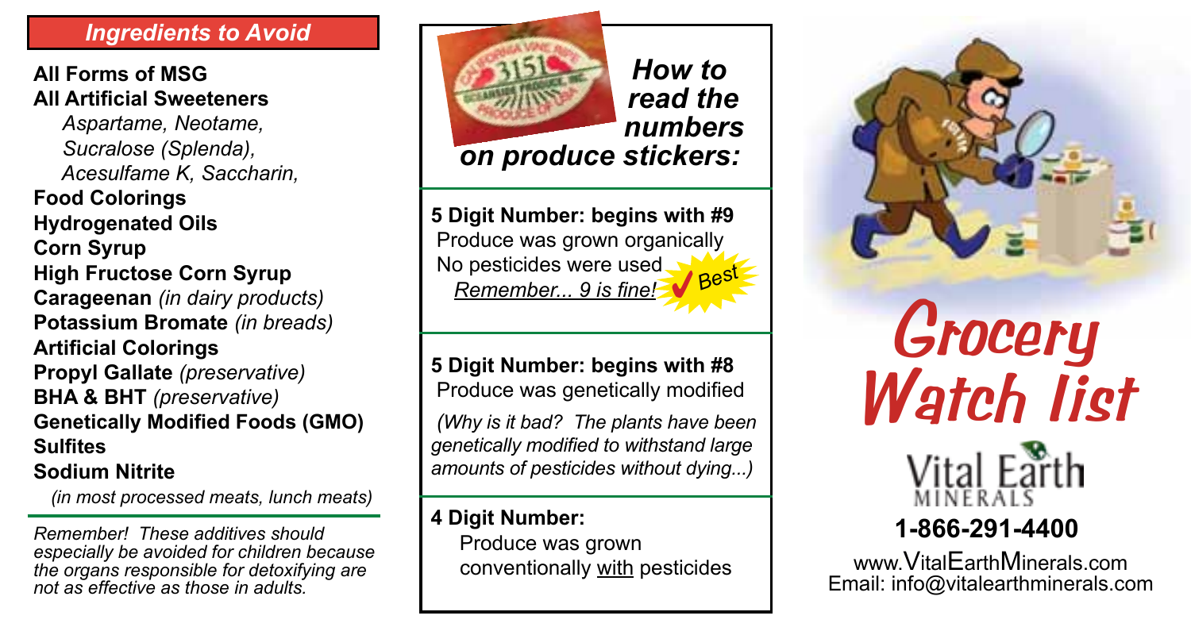## Ingredients to Avoid

**All Forms of MSG**

**All Artificial Sweeteners**

*Aspartame, Neotame, Sucralose (Splenda), Acesulfame K, Saccharin,*

**Food Colorings**

**Hydrogenated Oils**

**Corn Syrup**

**High Fructose Corn Syrup**

**Carageenan** *(in dairy products)*

**Potassium Bromate** *(in breads)*

**Artificial Colorings**

**Propyl Gallate** *(preservative)*

**BHA & BHT** *(preservative)*

**Genetically Modified Foods (GMO)**

**Sulfites**

**Sodium Nitrite**

*(in most processed meats, lunch meats)*

*Remember! These additives should especially be avoided for children because the organs responsible for detoxifying are not as effective as those in adults.*

## *How to read the numbers on produce stickers:*

**5 Digit Number: begins with #9**
Produce was grown organically
No pesticides were used
*Remember... 9 is fine!* ✔ Best

**5 Digit Number: begins with #8**
Produce was genetically modified

*(Why is it bad? The plants have been genetically modified to withstand large amounts of pesticides without dying...)*

**4 Digit Number:**
Produce was grown conventionally with pesticides

# Grocery Watch list

Vital Earth MINERALS

**1-866-291-4400**

www.VitalEarthMinerals.com
Email: info@vitalearthminerals.com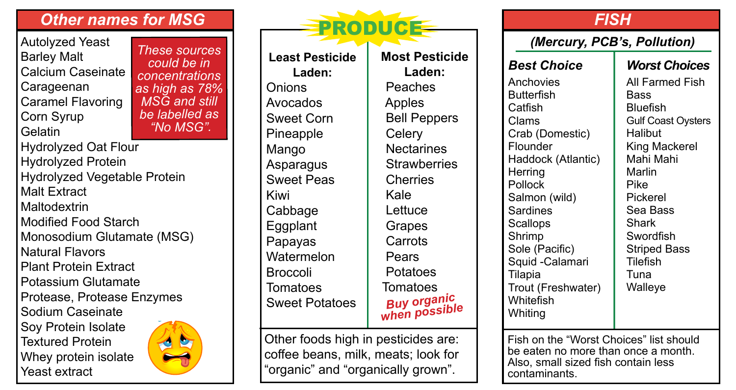## Other names for MSG

*These sources could be in concentrations as high as 78% MSG and still be labelled as "No MSG".*

- Autolyzed Yeast
- Barley Malt
- Calcium Caseinate
- Carageenan
- Caramel Flavoring
- Corn Syrup
- Gelatin
- Hydrolyzed Oat Flour
- Hydrolyzed Protein
- Hydrolyzed Vegetable Protein
- Malt Extract
- Maltodextrin
- Modified Food Starch
- Monosodium Glutamate (MSG)
- Natural Flavors
- Plant Protein Extract
- Potassium Glutamate
- Protease, Protease Enzymes
- Sodium Caseinate
- Soy Protein Isolate
- Textured Protein
- Whey protein isolate
- Yeast extract

## PRODUCE

| Least Pesticide Laden: | Most Pesticide Laden: |
|---|---|
| Onions | Peaches |
| Avocados | Apples |
| Sweet Corn | Bell Peppers |
| Pineapple | Celery |
| Mango | Nectarines |
| Asparagus | Strawberries |
| Sweet Peas | Cherries |
| Kiwi | Kale |
| Cabbage | Lettuce |
| Eggplant | Grapes |
| Papayas | Carrots |
| Watermelon | Pears |
| Broccoli | Potatoes |
| Tomatoes | Tomatoes |
| Sweet Potatoes | ***Buy organic when possible*** |

Other foods high in pesticides are: coffee beans, milk, meats; look for "organic" and "organically grown".

## FISH

***(Mercury, PCB's, Pollution)***

| ***Best Choice*** | ***Worst Choices*** |
|---|---|
| Anchovies | All Farmed Fish |
| Butterfish | Bass |
| Catfish | Bluefish |
| Clams | Gulf Coast Oysters |
| Crab (Domestic) | Halibut |
| Flounder | King Mackerel |
| Haddock (Atlantic) | Mahi Mahi |
| Herring | Marlin |
| Pollock | Pike |
| Salmon (wild) | Pickerel |
| Sardines | Sea Bass |
| Scallops | Shark |
| Shrimp | Swordfish |
| Sole (Pacific) | Striped Bass |
| Squid -Calamari | Tilefish |
| Tilapia | Tuna |
| Trout (Freshwater) | Walleye |
| Whitefish | |
| Whiting | |

Fish on the "Worst Choices" list should be eaten no more than once a month. Also, small sized fish contain less contaminants.